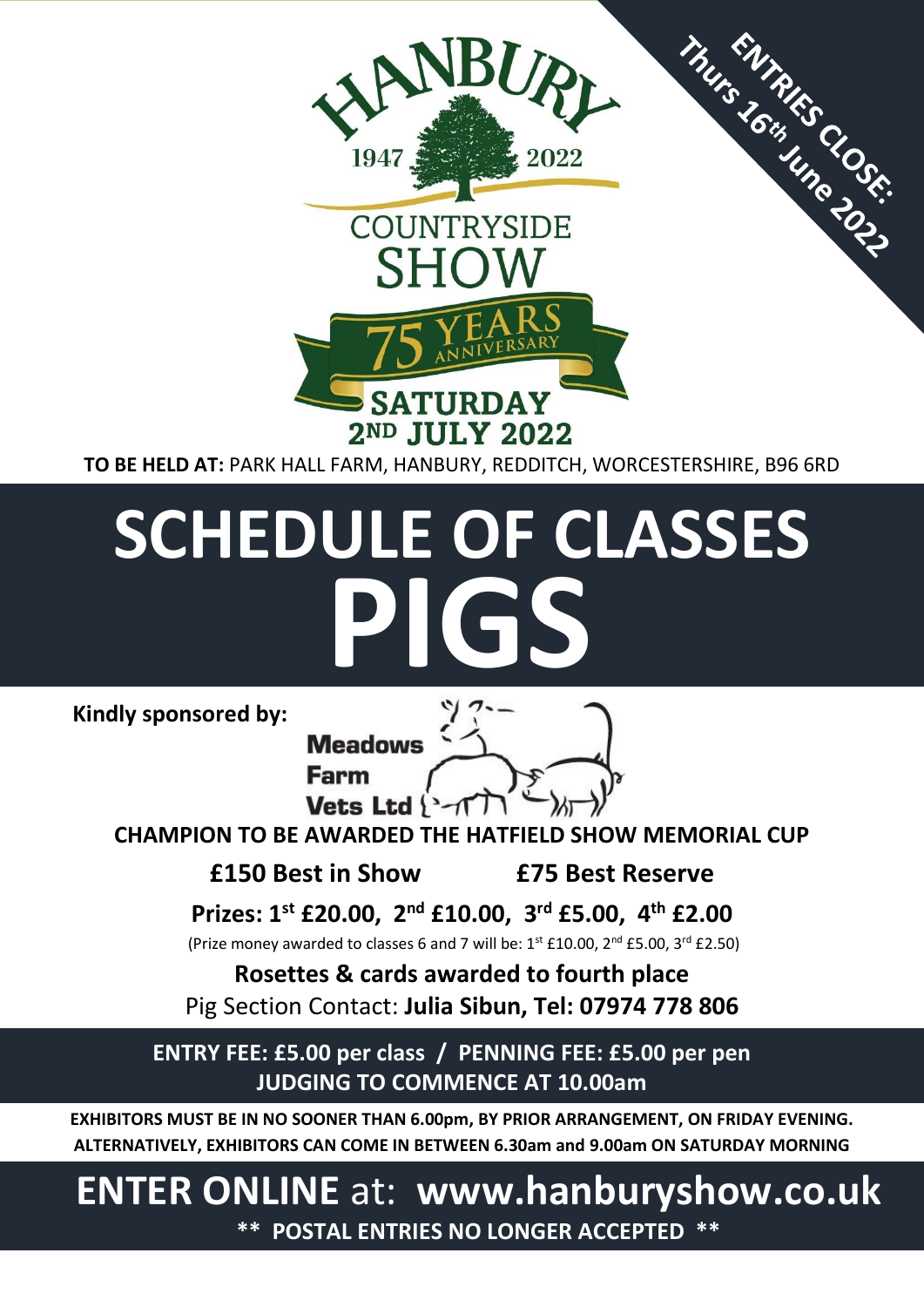HANBURY

1947 2022

COUNTRYSIDE SHOW

75 YEARS ANNIVERSARY

SATURDAY 2ND JULY 2022

ENTRIES CLOSE: Thurs 16th June 2022

**TO BE HELD AT:** PARK HALL FARM, HANBURY, REDDITCH, WORCESTERSHIRE, B96 6RD

# SCHEDULE OF CLASSES

# PIGS

**Kindly sponsored by:** Meadows Farm Vets Ltd

**CHAMPION TO BE AWARDED THE HATFIELD SHOW MEMORIAL CUP**

**£150 Best in Show** **£75 Best Reserve**

**Prizes: 1st £20.00, 2nd £10.00, 3rd £5.00, 4th £2.00**

(Prize money awarded to classes 6 and 7 will be: 1st £10.00, 2nd £5.00, 3rd £2.50)

**Rosettes & cards awarded to fourth place**

Pig Section Contact: **Julia Sibun, Tel: 07974 778 806**

**ENTRY FEE: £5.00 per class / PENNING FEE: £5.00 per pen**

**JUDGING TO COMMENCE AT 10.00am**

**EXHIBITORS MUST BE IN NO SOONER THAN 6.00pm, BY PRIOR ARRANGEMENT, ON FRIDAY EVENING. ALTERNATIVELY, EXHIBITORS CAN COME IN BETWEEN 6.30am and 9.00am ON SATURDAY MORNING**

## ENTER ONLINE at: www.hanburyshow.co.uk

**\*\* POSTAL ENTRIES NO LONGER ACCEPTED \*\***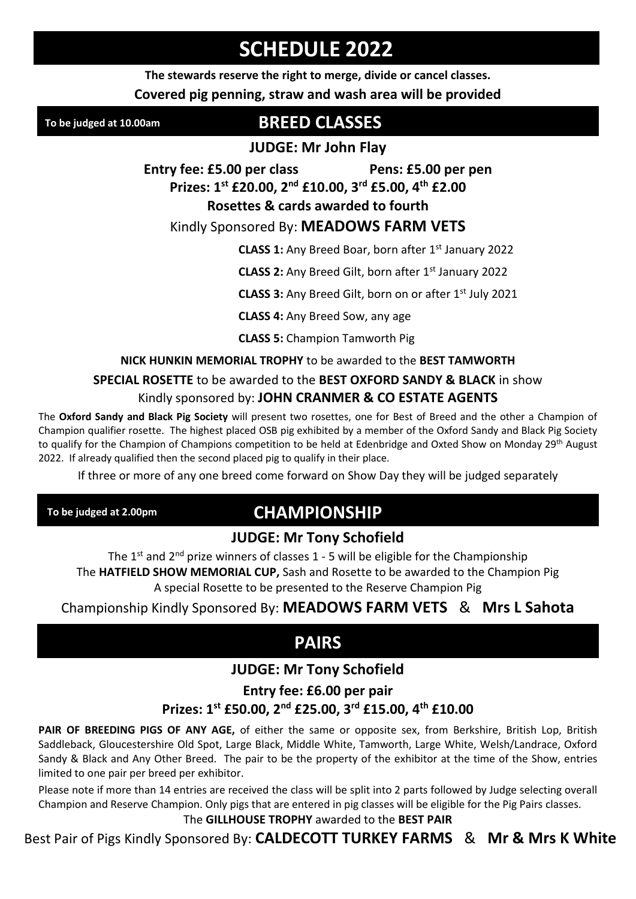# SCHEDULE 2022

**The stewards reserve the right to merge, divide or cancel classes.**

**Covered pig penning, straw and wash area will be provided**

## BREED CLASSES

**To be judged at 10.00am**

**JUDGE: Mr John Flay**

**Entry fee: £5.00 per class** **Pens: £5.00 per pen**

**Prizes: 1st £20.00, 2nd £10.00, 3rd £5.00, 4th £2.00**

**Rosettes & cards awarded to fourth**

Kindly Sponsored By: **MEADOWS FARM VETS**

**CLASS 1:** Any Breed Boar, born after 1st January 2022

**CLASS 2:** Any Breed Gilt, born after 1st January 2022

**CLASS 3:** Any Breed Gilt, born on or after 1st July 2021

**CLASS 4:** Any Breed Sow, any age

**CLASS 5:** Champion Tamworth Pig

**NICK HUNKIN MEMORIAL TROPHY** to be awarded to the **BEST TAMWORTH**

**SPECIAL ROSETTE** to be awarded to the **BEST OXFORD SANDY & BLACK** in show

Kindly sponsored by: **JOHN CRANMER & CO ESTATE AGENTS**

The **Oxford Sandy and Black Pig Society** will present two rosettes, one for Best of Breed and the other a Champion of Champion qualifier rosette. The highest placed OSB pig exhibited by a member of the Oxford Sandy and Black Pig Society to qualify for the Champion of Champions competition to be held at Edenbridge and Oxted Show on Monday 29th August 2022. If already qualified then the second placed pig to qualify in their place.

If three or more of any one breed come forward on Show Day they will be judged separately

## CHAMPIONSHIP

**To be judged at 2.00pm**

**JUDGE: Mr Tony Schofield**

The 1st and 2nd prize winners of classes 1 - 5 will be eligible for the Championship

The **HATFIELD SHOW MEMORIAL CUP,** Sash and Rosette to be awarded to the Champion Pig

A special Rosette to be presented to the Reserve Champion Pig

Championship Kindly Sponsored By: **MEADOWS FARM VETS** & **Mrs L Sahota**

## PAIRS

**JUDGE: Mr Tony Schofield**

**Entry fee: £6.00 per pair**

**Prizes: 1st £50.00, 2nd £25.00, 3rd £15.00, 4th £10.00**

**PAIR OF BREEDING PIGS OF ANY AGE,** of either the same or opposite sex, from Berkshire, British Lop, British Saddleback, Gloucestershire Old Spot, Large Black, Middle White, Tamworth, Large White, Welsh/Landrace, Oxford Sandy & Black and Any Other Breed. The pair to be the property of the exhibitor at the time of the Show, entries limited to one pair per breed per exhibitor.

Please note if more than 14 entries are received the class will be split into 2 parts followed by Judge selecting overall Champion and Reserve Champion. Only pigs that are entered in pig classes will be eligible for the Pig Pairs classes.

The **GILLHOUSE TROPHY** awarded to the **BEST PAIR**

Best Pair of Pigs Kindly Sponsored By: **CALDECOTT TURKEY FARMS** & **Mr & Mrs K White**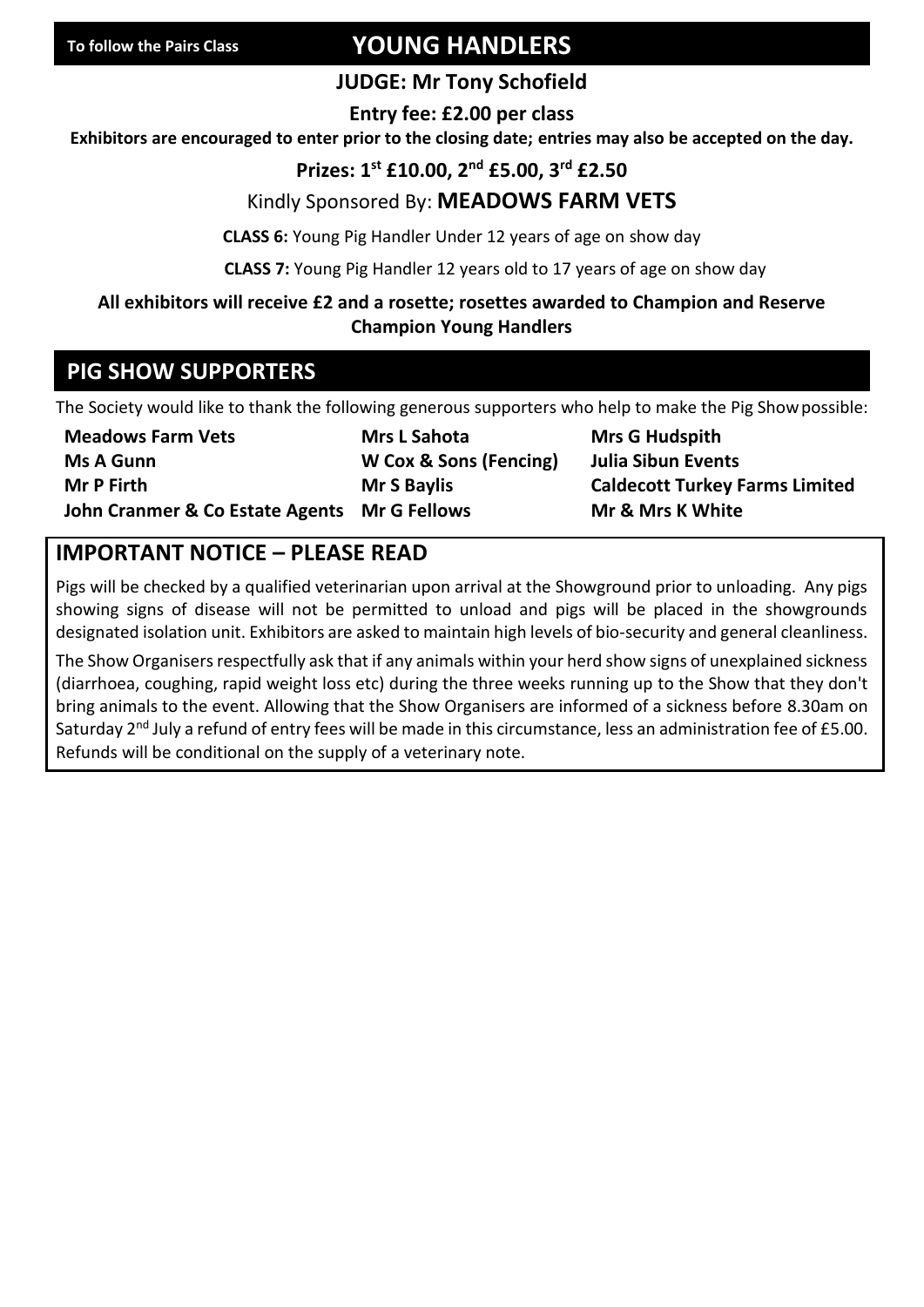## YOUNG HANDLERS

To follow the Pairs Class

**JUDGE: Mr Tony Schofield**

**Entry fee: £2.00 per class**

**Exhibitors are encouraged to enter prior to the closing date; entries may also be accepted on the day.**

**Prizes: 1st £10.00, 2nd £5.00, 3rd £2.50**

Kindly Sponsored By: **MEADOWS FARM VETS**

**CLASS 6:** Young Pig Handler Under 12 years of age on show day

**CLASS 7:** Young Pig Handler 12 years old to 17 years of age on show day

**All exhibitors will receive £2 and a rosette; rosettes awarded to Champion and Reserve Champion Young Handlers**

## PIG SHOW SUPPORTERS

The Society would like to thank the following generous supporters who help to make the Pig Show possible:

| | | |
|---|---|---|
| **Meadows Farm Vets** | **Mrs L Sahota** | **Mrs G Hudspith** |
| **Ms A Gunn** | **W Cox & Sons (Fencing)** | **Julia Sibun Events** |
| **Mr P Firth** | **Mr S Baylis** | **Caldecott Turkey Farms Limited** |
| **John Cranmer & Co Estate Agents** | **Mr G Fellows** | **Mr & Mrs K White** |

## IMPORTANT NOTICE – PLEASE READ

Pigs will be checked by a qualified veterinarian upon arrival at the Showground prior to unloading. Any pigs showing signs of disease will not be permitted to unload and pigs will be placed in the showgrounds designated isolation unit. Exhibitors are asked to maintain high levels of bio-security and general cleanliness.

The Show Organisers respectfully ask that if any animals within your herd show signs of unexplained sickness (diarrhoea, coughing, rapid weight loss etc) during the three weeks running up to the Show that they don't bring animals to the event. Allowing that the Show Organisers are informed of a sickness before 8.30am on Saturday 2nd July a refund of entry fees will be made in this circumstance, less an administration fee of £5.00. Refunds will be conditional on the supply of a veterinary note.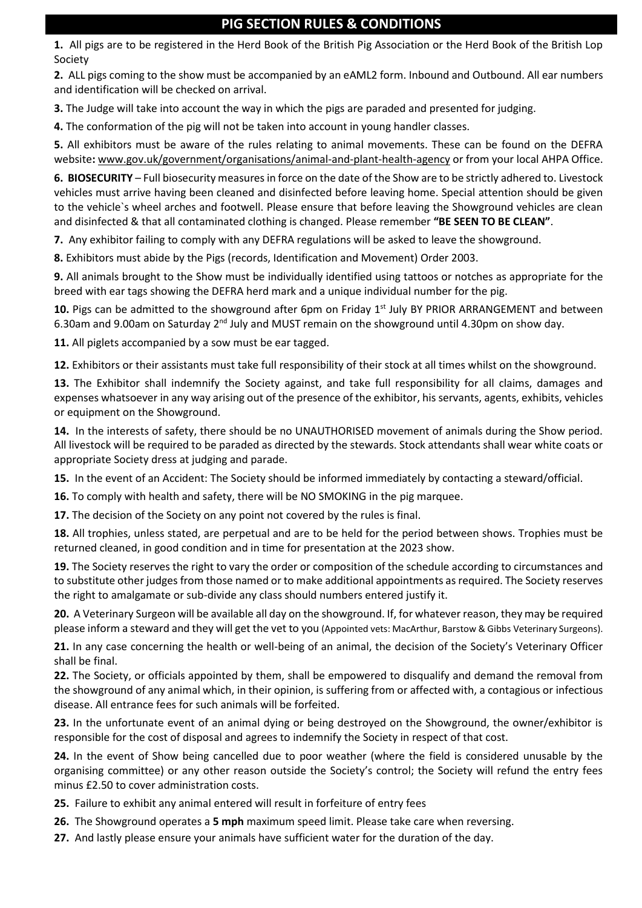## PIG SECTION RULES & CONDITIONS

**1.** All pigs are to be registered in the Herd Book of the British Pig Association or the Herd Book of the British Lop Society

**2.** ALL pigs coming to the show must be accompanied by an eAML2 form. Inbound and Outbound. All ear numbers and identification will be checked on arrival.

**3.** The Judge will take into account the way in which the pigs are paraded and presented for judging.

**4.** The conformation of the pig will not be taken into account in young handler classes.

**5.** All exhibitors must be aware of the rules relating to animal movements. These can be found on the DEFRA website**:** www.gov.uk/government/organisations/animal-and-plant-health-agency or from your local AHPA Office.

**6. BIOSECURITY** – Full biosecurity measures in force on the date of the Show are to be strictly adhered to. Livestock vehicles must arrive having been cleaned and disinfected before leaving home. Special attention should be given to the vehicle`s wheel arches and footwell. Please ensure that before leaving the Showground vehicles are clean and disinfected & that all contaminated clothing is changed. Please remember **"BE SEEN TO BE CLEAN"**.

**7.** Any exhibitor failing to comply with any DEFRA regulations will be asked to leave the showground.

**8.** Exhibitors must abide by the Pigs (records, Identification and Movement) Order 2003.

**9.** All animals brought to the Show must be individually identified using tattoos or notches as appropriate for the breed with ear tags showing the DEFRA herd mark and a unique individual number for the pig.

**10.** Pigs can be admitted to the showground after 6pm on Friday 1st July BY PRIOR ARRANGEMENT and between 6.30am and 9.00am on Saturday 2nd July and MUST remain on the showground until 4.30pm on show day.

**11.** All piglets accompanied by a sow must be ear tagged.

**12.** Exhibitors or their assistants must take full responsibility of their stock at all times whilst on the showground.

**13.** The Exhibitor shall indemnify the Society against, and take full responsibility for all claims, damages and expenses whatsoever in any way arising out of the presence of the exhibitor, his servants, agents, exhibits, vehicles or equipment on the Showground.

**14.** In the interests of safety, there should be no UNAUTHORISED movement of animals during the Show period. All livestock will be required to be paraded as directed by the stewards. Stock attendants shall wear white coats or appropriate Society dress at judging and parade.

**15.** In the event of an Accident: The Society should be informed immediately by contacting a steward/official.

**16.** To comply with health and safety, there will be NO SMOKING in the pig marquee.

**17.** The decision of the Society on any point not covered by the rules is final.

**18.** All trophies, unless stated, are perpetual and are to be held for the period between shows. Trophies must be returned cleaned, in good condition and in time for presentation at the 2023 show.

**19.** The Society reserves the right to vary the order or composition of the schedule according to circumstances and to substitute other judges from those named or to make additional appointments as required. The Society reserves the right to amalgamate or sub-divide any class should numbers entered justify it.

**20.** A Veterinary Surgeon will be available all day on the showground. If, for whatever reason, they may be required please inform a steward and they will get the vet to you (Appointed vets: MacArthur, Barstow & Gibbs Veterinary Surgeons).

**21.** In any case concerning the health or well-being of an animal, the decision of the Society's Veterinary Officer shall be final.

**22.** The Society, or officials appointed by them, shall be empowered to disqualify and demand the removal from the showground of any animal which, in their opinion, is suffering from or affected with, a contagious or infectious disease. All entrance fees for such animals will be forfeited.

**23.** In the unfortunate event of an animal dying or being destroyed on the Showground, the owner/exhibitor is responsible for the cost of disposal and agrees to indemnify the Society in respect of that cost.

**24.** In the event of Show being cancelled due to poor weather (where the field is considered unusable by the organising committee) or any other reason outside the Society's control; the Society will refund the entry fees minus £2.50 to cover administration costs.

**25.** Failure to exhibit any animal entered will result in forfeiture of entry fees

**26.** The Showground operates a **5 mph** maximum speed limit. Please take care when reversing.

**27.** And lastly please ensure your animals have sufficient water for the duration of the day.